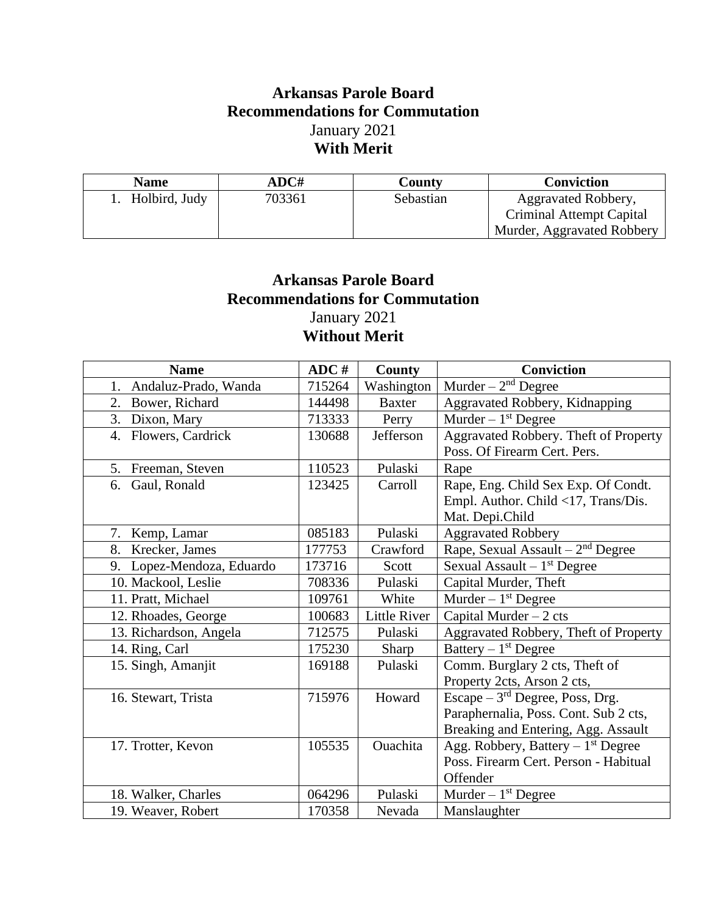# Arkansas Parole Board
# Recommendations for Commutation
January 2021
**With Merit**

| Name | ADC# | County | Conviction |
|---|---|---|---|
| 1. Holbird, Judy | 703361 | Sebastian | Aggravated Robbery, Criminal Attempt Capital Murder, Aggravated Robbery |

# Arkansas Parole Board
# Recommendations for Commutation
January 2021
**Without Merit**

| Name | ADC # | County | Conviction |
|---|---|---|---|
| 1. Andaluz-Prado, Wanda | 715264 | Washington | Murder – 2nd Degree |
| 2. Bower, Richard | 144498 | Baxter | Aggravated Robbery, Kidnapping |
| 3. Dixon, Mary | 713333 | Perry | Murder – 1st Degree |
| 4. Flowers, Cardrick | 130688 | Jefferson | Aggravated Robbery. Theft of Property Poss. Of Firearm Cert. Pers. |
| 5. Freeman, Steven | 110523 | Pulaski | Rape |
| 6. Gaul, Ronald | 123425 | Carroll | Rape, Eng. Child Sex Exp. Of Condt. Empl. Author. Child <17, Trans/Dis. Mat. Depi.Child |
| 7. Kemp, Lamar | 085183 | Pulaski | Aggravated Robbery |
| 8. Krecker, James | 177753 | Crawford | Rape, Sexual Assault – 2nd Degree |
| 9. Lopez-Mendoza, Eduardo | 173716 | Scott | Sexual Assault – 1st Degree |
| 10. Mackool, Leslie | 708336 | Pulaski | Capital Murder, Theft |
| 11. Pratt, Michael | 109761 | White | Murder – 1st Degree |
| 12. Rhoades, George | 100683 | Little River | Capital Murder – 2 cts |
| 13. Richardson, Angela | 712575 | Pulaski | Aggravated Robbery, Theft of Property |
| 14. Ring, Carl | 175230 | Sharp | Battery – 1st Degree |
| 15. Singh, Amanjit | 169188 | Pulaski | Comm. Burglary 2 cts, Theft of Property 2cts, Arson 2 cts, |
| 16. Stewart, Trista | 715976 | Howard | Escape – 3rd Degree, Poss, Drg. Paraphernalia, Poss. Cont. Sub 2 cts, Breaking and Entering, Agg. Assault |
| 17. Trotter, Kevon | 105535 | Ouachita | Agg. Robbery, Battery – 1st Degree Poss. Firearm Cert. Person - Habitual Offender |
| 18. Walker, Charles | 064296 | Pulaski | Murder – 1st Degree |
| 19. Weaver, Robert | 170358 | Nevada | Manslaughter |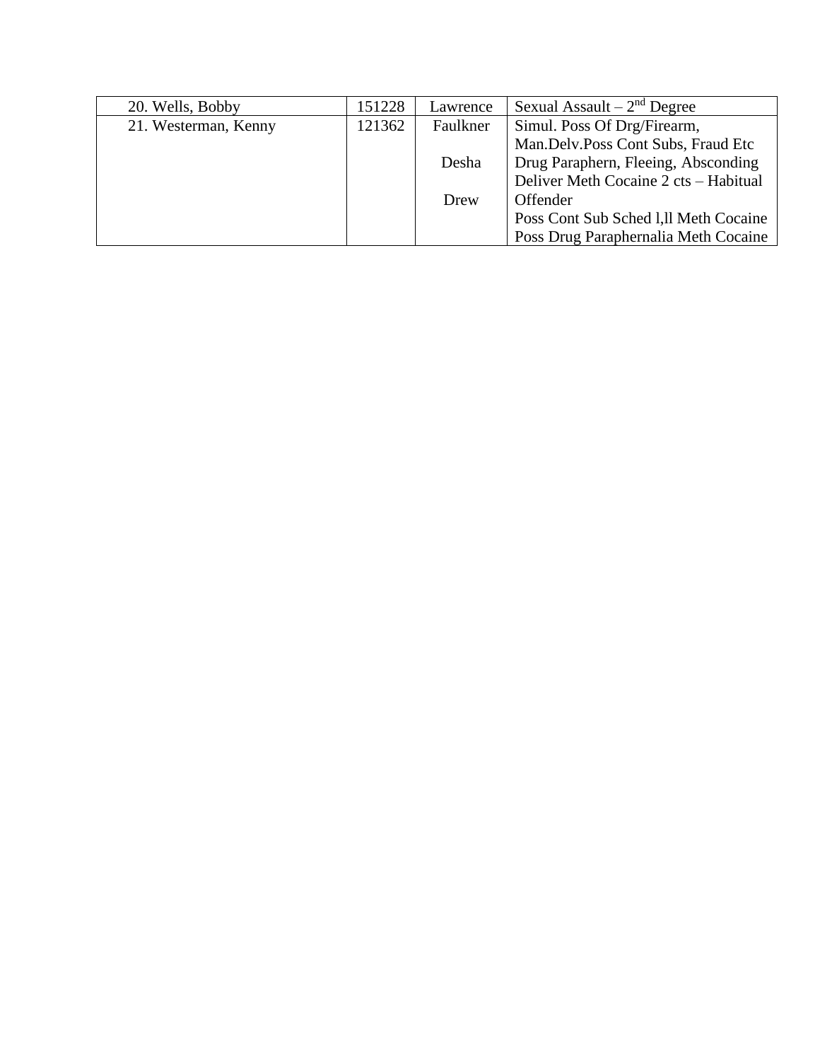| | | | |
|---|---|---|---|
| 20. Wells, Bobby | 151228 | Lawrence | Sexual Assault – 2nd Degree |
| 21. Westerman, Kenny | 121362 | Faulkner<br><br>Desha<br><br>Drew | Simul. Poss Of Drg/Firearm, Man.Delv.Poss Cont Subs, Fraud Etc Drug Paraphern, Fleeing, Absconding Deliver Meth Cocaine 2 cts – Habitual Offender Poss Cont Sub Sched l,ll Meth Cocaine Poss Drug Paraphernalia Meth Cocaine |